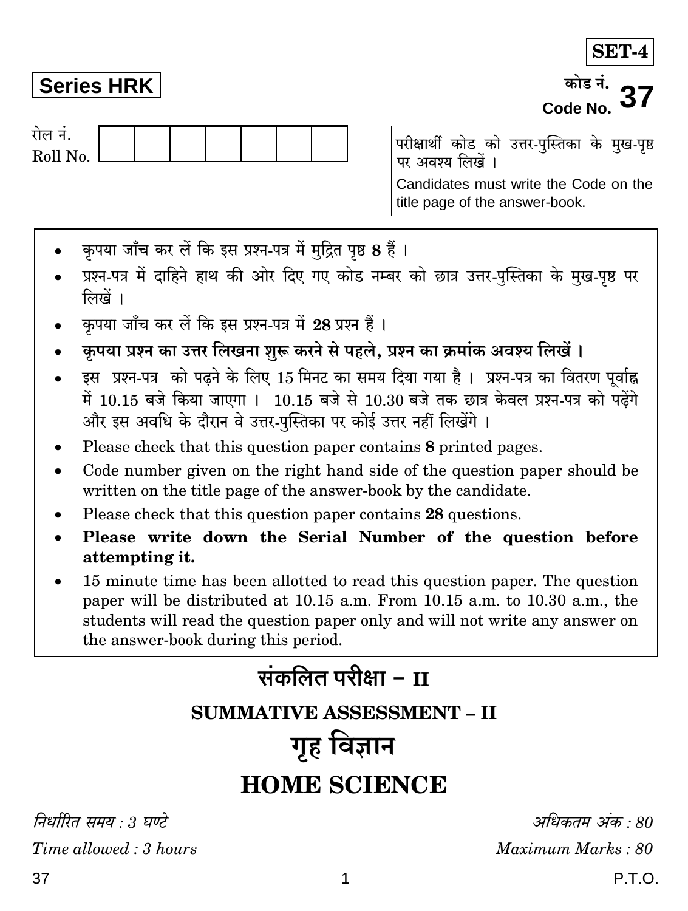**SET-4**

**Series HRK**

कोड नं.
Code No. **37**

रोल नं.
Roll No. | | | | | | | |

परीक्षार्थी कोड को उत्तर-पुस्तिका के मुख-पृष्ठ पर अवश्य लिखें ।

Candidates must write the Code on the title page of the answer-book.

- कृपया जाँच कर लें कि इस प्रश्न-पत्र में मुद्रित पृष्ठ **8** हैं ।
- प्रश्न-पत्र में दाहिने हाथ की ओर दिए गए कोड नम्बर को छात्र उत्तर-पुस्तिका के मुख-पृष्ठ पर लिखें ।
- कृपया जाँच कर लें कि इस प्रश्न-पत्र में **28** प्रश्न हैं ।
- **कृपया प्रश्न का उत्तर लिखना शुरू करने से पहले, प्रश्न का क्रमांक अवश्य लिखें ।**
- इस प्रश्न-पत्र को पढ़ने के लिए 15 मिनट का समय दिया गया है । प्रश्न-पत्र का वितरण पूर्वाह्न में 10.15 बजे किया जाएगा । 10.15 बजे से 10.30 बजे तक छात्र केवल प्रश्न-पत्र को पढ़ेंगे और इस अवधि के दौरान वे उत्तर-पुस्तिका पर कोई उत्तर नहीं लिखेंगे ।
- Please check that this question paper contains **8** printed pages.
- Code number given on the right hand side of the question paper should be written on the title page of the answer-book by the candidate.
- Please check that this question paper contains **28** questions.
- **Please write down the Serial Number of the question before attempting it.**
- 15 minute time has been allotted to read this question paper. The question paper will be distributed at 10.15 a.m. From 10.15 a.m. to 10.30 a.m., the students will read the question paper only and will not write any answer on the answer-book during this period.

# संकलित परीक्षा – II

## SUMMATIVE ASSESSMENT – II

# गृह विज्ञान

# HOME SCIENCE

*निर्धारित समय : 3 घण्टे* | *अधिकतम अंक : 80*

*Time allowed : 3 hours* | *Maximum Marks : 80*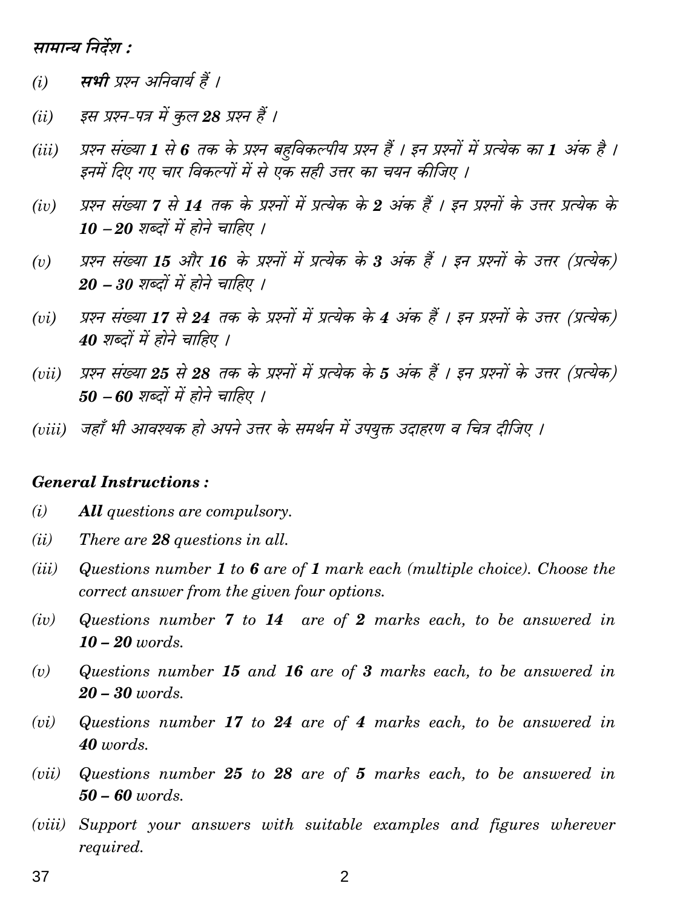*सामान्य निर्देश :*

*(i)* ***सभी*** *प्रश्न अनिवार्य हैं ।*

*(ii)* *इस प्रश्न-पत्र में कुल* ***28*** *प्रश्न हैं ।*

*(iii)* *प्रश्न संख्या* ***1*** *से* ***6*** *तक के प्रश्न बहुविकल्पीय प्रश्न हैं । इन प्रश्नों में प्रत्येक का* ***1*** *अंक है । इनमें दिए गए चार विकल्पों में से एक सही उत्तर का चयन कीजिए ।*

*(iv)* *प्रश्न संख्या* ***7*** *से* ***14*** *तक के प्रश्नों में प्रत्येक के* ***2*** *अंक हैं । इन प्रश्नों के उत्तर प्रत्येक के* ***10 – 20*** *शब्दों में होने चाहिए ।*

*(v)* *प्रश्न संख्या* ***15*** *और* ***16*** *के प्रश्नों में प्रत्येक के* ***3*** *अंक हैं । इन प्रश्नों के उत्तर (प्रत्येक)* ***20 – 30*** *शब्दों में होने चाहिए ।*

*(vi)* *प्रश्न संख्या* ***17*** *से* ***24*** *तक के प्रश्नों में प्रत्येक के* ***4*** *अंक हैं । इन प्रश्नों के उत्तर (प्रत्येक)* ***40*** *शब्दों में होने चाहिए ।*

*(vii)* *प्रश्न संख्या* ***25*** *से* ***28*** *तक के प्रश्नों में प्रत्येक के* ***5*** *अंक हैं । इन प्रश्नों के उत्तर (प्रत्येक)* ***50 – 60*** *शब्दों में होने चाहिए ।*

*(viii)* *जहाँ भी आवश्यक हो अपने उत्तर के समर्थन में उपयुक्त उदाहरण व चित्र दीजिए ।*

***General Instructions :***

*(i)* ***All*** *questions are compulsory.*

*(ii)* *There are* ***28*** *questions in all.*

*(iii)* *Questions number* ***1*** *to* ***6*** *are of* ***1*** *mark each (multiple choice). Choose the correct answer from the given four options.*

*(iv)* *Questions number* ***7*** *to* ***14*** *are of* ***2*** *marks each, to be answered in* ***10 – 20*** *words.*

*(v)* *Questions number* ***15*** *and* ***16*** *are of* ***3*** *marks each, to be answered in* ***20 – 30*** *words.*

*(vi)* *Questions number* ***17*** *to* ***24*** *are of* ***4*** *marks each, to be answered in* ***40*** *words.*

*(vii)* *Questions number* ***25*** *to* ***28*** *are of* ***5*** *marks each, to be answered in* ***50 – 60*** *words.*

*(viii)* *Support your answers with suitable examples and figures wherever required.*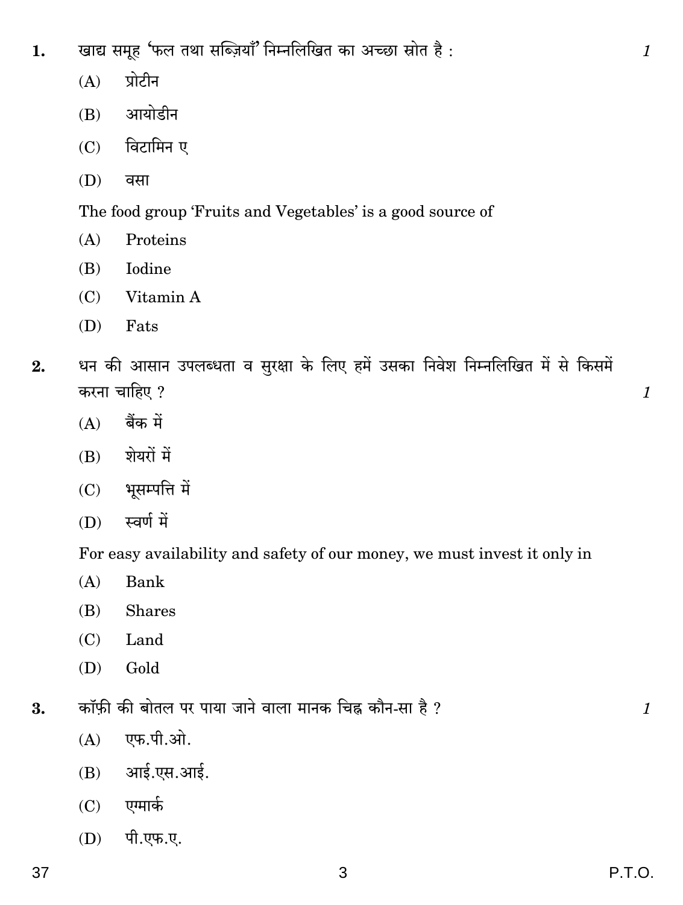1. खाद्य समूह 'फल तथा सब्ज़ियाँ' निम्नलिखित का अच्छा स्रोत है : *1*

   (A) प्रोटीन

   (B) आयोडीन

   (C) विटामिन ए

   (D) वसा

   The food group 'Fruits and Vegetables' is a good source of

   (A) Proteins

   (B) Iodine

   (C) Vitamin A

   (D) Fats

2. धन की आसान उपलब्धता व सुरक्षा के लिए हमें उसका निवेश निम्नलिखित में से किसमें करना चाहिए ? *1*

   (A) बैंक में

   (B) शेयरों में

   (C) भूसम्पत्ति में

   (D) स्वर्ण में

   For easy availability and safety of our money, we must invest it only in

   (A) Bank

   (B) Shares

   (C) Land

   (D) Gold

3. कॉफ़ी की बोतल पर पाया जाने वाला मानक चिह्न कौन-सा है ? *1*

   (A) एफ.पी.ओ.

   (B) आई.एस.आई.

   (C) एग्मार्क

   (D) पी.एफ.ए.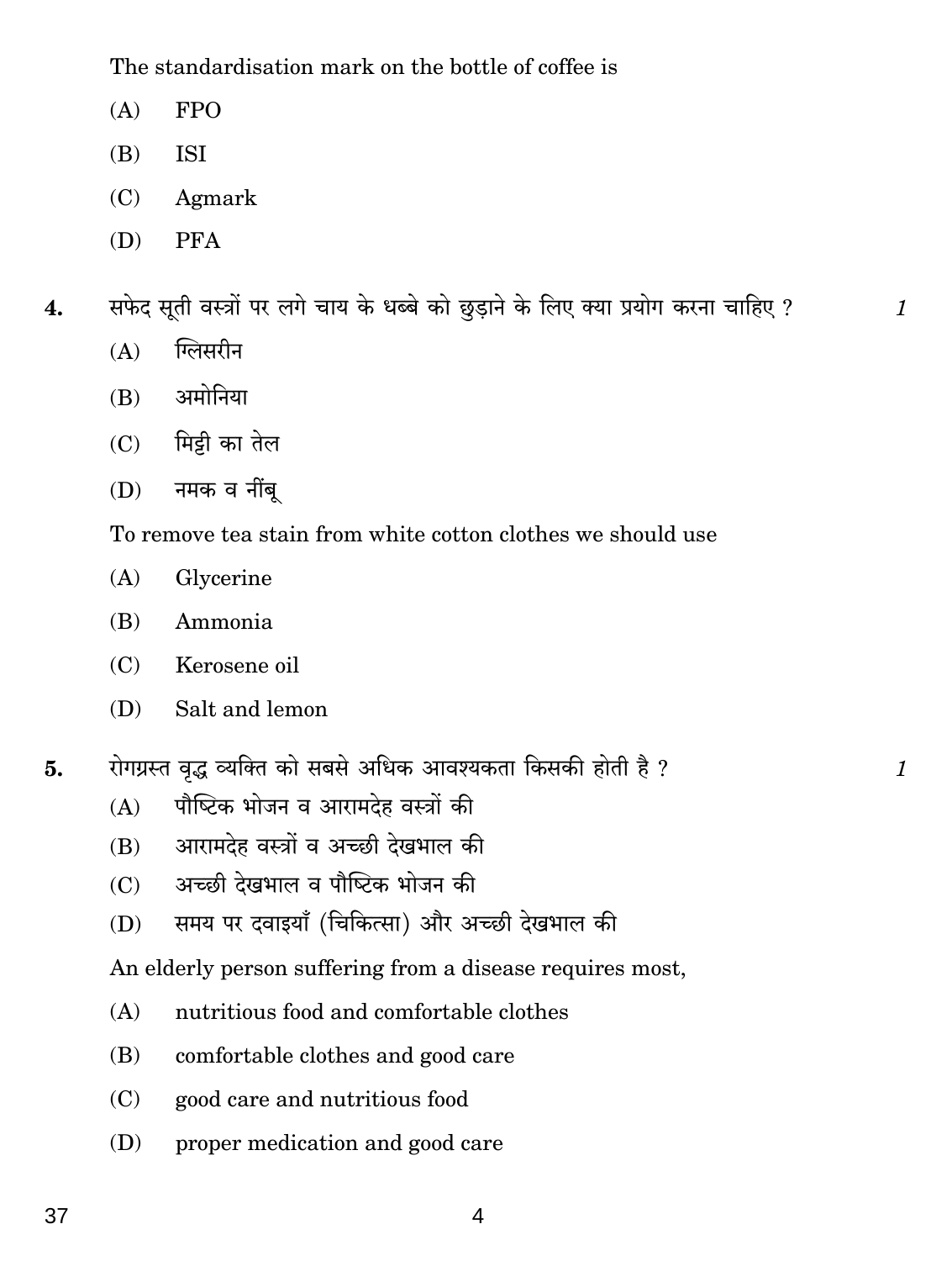The standardisation mark on the bottle of coffee is

(A) FPO

(B) ISI

(C) Agmark

(D) PFA

**4.** सफेद सूती वस्त्रों पर लगे चाय के धब्बे को छुड़ाने के लिए क्या प्रयोग करना चाहिए ? *1*

(A) ग्लिसरीन

(B) अमोनिया

(C) मिट्टी का तेल

(D) नमक व नींबू

To remove tea stain from white cotton clothes we should use

(A) Glycerine

(B) Ammonia

(C) Kerosene oil

(D) Salt and lemon

**5.** रोगग्रस्त वृद्ध व्यक्ति को सबसे अधिक आवश्यकता किसकी होती है ? *1*

(A) पौष्टिक भोजन व आरामदेह वस्त्रों की

(B) आरामदेह वस्त्रों व अच्छी देखभाल की

(C) अच्छी देखभाल व पौष्टिक भोजन की

(D) समय पर दवाइयाँ (चिकित्सा) और अच्छी देखभाल की

An elderly person suffering from a disease requires most,

(A) nutritious food and comfortable clothes

(B) comfortable clothes and good care

(C) good care and nutritious food

(D) proper medication and good care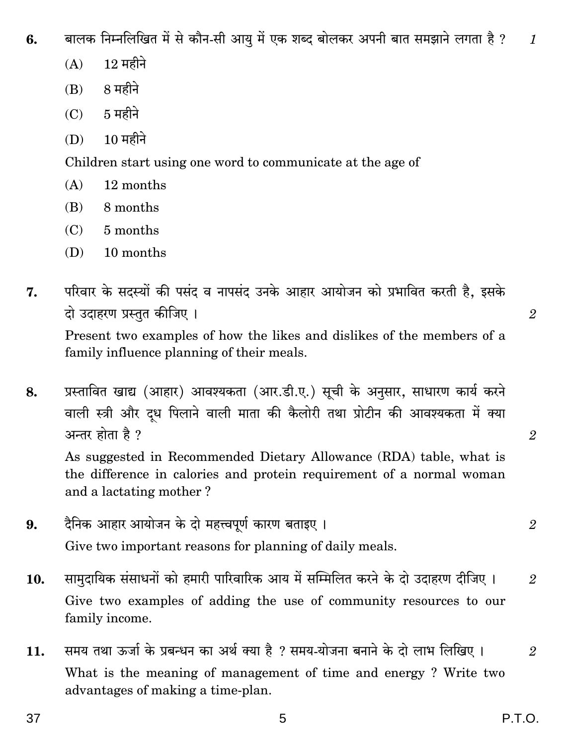6. बालक निम्नलिखित में से कौन-सी आयु में एक शब्द बोलकर अपनी बात समझाने लगता है ? *1*

   (A) 12 महीने

   (B) 8 महीने

   (C) 5 महीने

   (D) 10 महीने

   Children start using one word to communicate at the age of

   (A) 12 months

   (B) 8 months

   (C) 5 months

   (D) 10 months

7. परिवार के सदस्यों की पसंद व नापसंद उनके आहार आयोजन को प्रभावित करती है, इसके दो उदाहरण प्रस्तुत कीजिए । *2*

   Present two examples of how the likes and dislikes of the members of a family influence planning of their meals.

8. प्रस्तावित खाद्य (आहार) आवश्यकता (आर.डी.ए.) सूची के अनुसार, साधारण कार्य करने वाली स्त्री और दूध पिलाने वाली माता की कैलोरी तथा प्रोटीन की आवश्यकता में क्या अन्तर होता है ? *2*

   As suggested in Recommended Dietary Allowance (RDA) table, what is the difference in calories and protein requirement of a normal woman and a lactating mother ?

9. दैनिक आहार आयोजन के दो महत्त्वपूर्ण कारण बताइए । *2*

   Give two important reasons for planning of daily meals.

10. सामुदायिक संसाधनों को हमारी पारिवारिक आय में सम्मिलित करने के दो उदाहरण दीजिए । *2*

    Give two examples of adding the use of community resources to our family income.

11. समय तथा ऊर्जा के प्रबन्धन का अर्थ क्या है ? समय-योजना बनाने के दो लाभ लिखिए । *2*

    What is the meaning of management of time and energy ? Write two advantages of making a time-plan.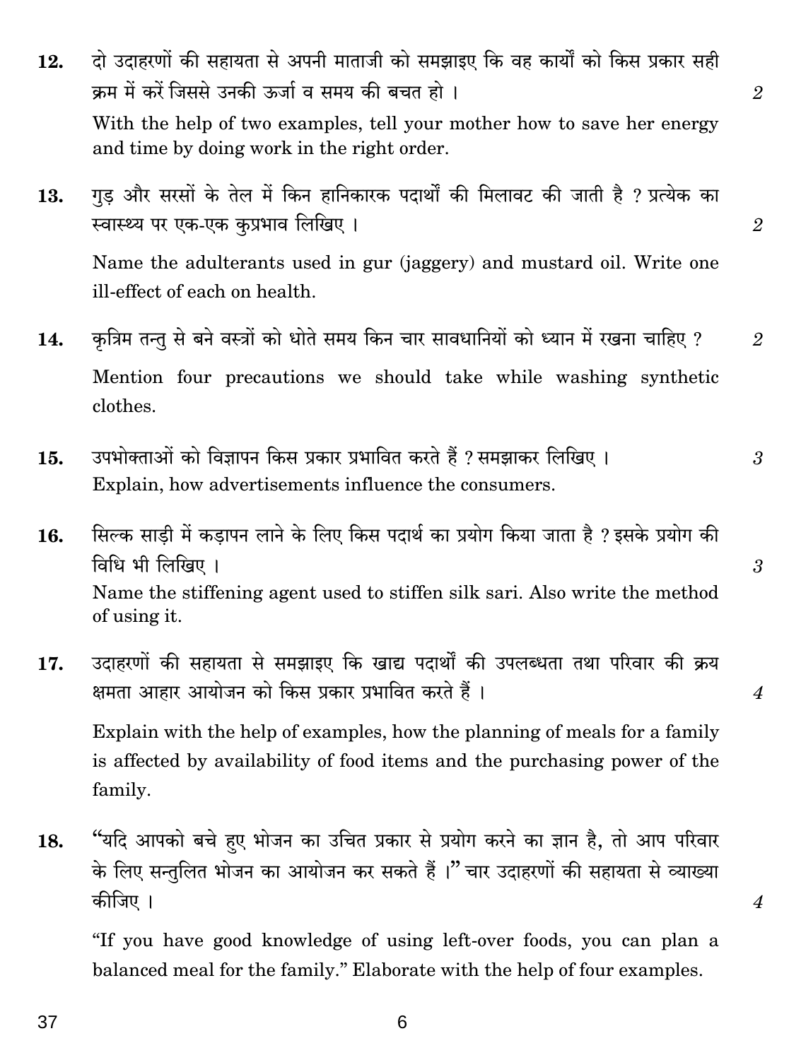12. दो उदाहरणों की सहायता से अपनी माताजी को समझाइए कि वह कार्यों को किस प्रकार सही क्रम में करें जिससे उनकी ऊर्जा व समय की बचत हो । *2*

    With the help of two examples, tell your mother how to save her energy and time by doing work in the right order.

13. गुड़ और सरसों के तेल में किन हानिकारक पदार्थों की मिलावट की जाती है ? प्रत्येक का स्वास्थ्य पर एक-एक कुप्रभाव लिखिए । *2*

    Name the adulterants used in gur (jaggery) and mustard oil. Write one ill-effect of each on health.

14. कृत्रिम तन्तु से बने वस्त्रों को धोते समय किन चार सावधानियों को ध्यान में रखना चाहिए ? *2*

    Mention four precautions we should take while washing synthetic clothes.

15. उपभोक्ताओं को विज्ञापन किस प्रकार प्रभावित करते हैं ? समझाकर लिखिए । *3*

    Explain, how advertisements influence the consumers.

16. सिल्क साड़ी में कड़ापन लाने के लिए किस पदार्थ का प्रयोग किया जाता है ? इसके प्रयोग की विधि भी लिखिए । *3*

    Name the stiffening agent used to stiffen silk sari. Also write the method of using it.

17. उदाहरणों की सहायता से समझाइए कि खाद्य पदार्थों की उपलब्धता तथा परिवार की क्रय क्षमता आहार आयोजन को किस प्रकार प्रभावित करते हैं । *4*

    Explain with the help of examples, how the planning of meals for a family is affected by availability of food items and the purchasing power of the family.

18. "यदि आपको बचे हुए भोजन का उचित प्रकार से प्रयोग करने का ज्ञान है, तो आप परिवार के लिए सन्तुलित भोजन का आयोजन कर सकते हैं ।" चार उदाहरणों की सहायता से व्याख्या कीजिए । *4*

    "If you have good knowledge of using left-over foods, you can plan a balanced meal for the family." Elaborate with the help of four examples.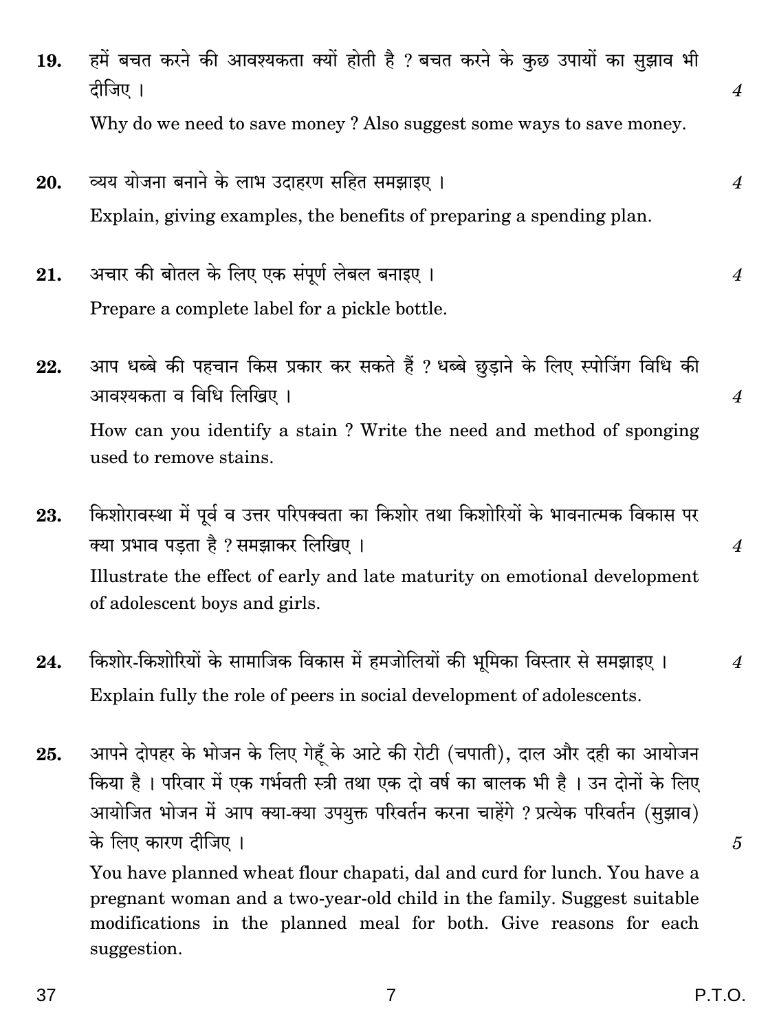**19.** हमें बचत करने की आवश्यकता क्यों होती है ? बचत करने के कुछ उपायों का सुझाव भी दीजिए । *4*

Why do we need to save money ? Also suggest some ways to save money.

**20.** व्यय योजना बनाने के लाभ उदाहरण सहित समझाइए । *4*

Explain, giving examples, the benefits of preparing a spending plan.

**21.** अचार की बोतल के लिए एक संपूर्ण लेबल बनाइए । *4*

Prepare a complete label for a pickle bottle.

**22.** आप धब्बे की पहचान किस प्रकार कर सकते हैं ? धब्बे छुड़ाने के लिए स्पोजिंग विधि की आवश्यकता व विधि लिखिए । *4*

How can you identify a stain ? Write the need and method of sponging used to remove stains.

**23.** किशोरावस्था में पूर्व व उत्तर परिपक्वता का किशोर तथा किशोरियों के भावनात्मक विकास पर क्या प्रभाव पड़ता है ? समझाकर लिखिए । *4*

Illustrate the effect of early and late maturity on emotional development of adolescent boys and girls.

**24.** किशोर-किशोरियों के सामाजिक विकास में हमजोलियों की भूमिका विस्तार से समझाइए । *4*

Explain fully the role of peers in social development of adolescents.

**25.** आपने दोपहर के भोजन के लिए गेहूँ के आटे की रोटी (चपाती), दाल और दही का आयोजन किया है । परिवार में एक गर्भवती स्त्री तथा एक दो वर्ष का बालक भी है । उन दोनों के लिए आयोजित भोजन में आप क्या-क्या उपयुक्त परिवर्तन करना चाहेंगे ? प्रत्येक परिवर्तन (सुझाव) के लिए कारण दीजिए । *5*

You have planned wheat flour chapati, dal and curd for lunch. You have a pregnant woman and a two-year-old child in the family. Suggest suitable modifications in the planned meal for both. Give reasons for each suggestion.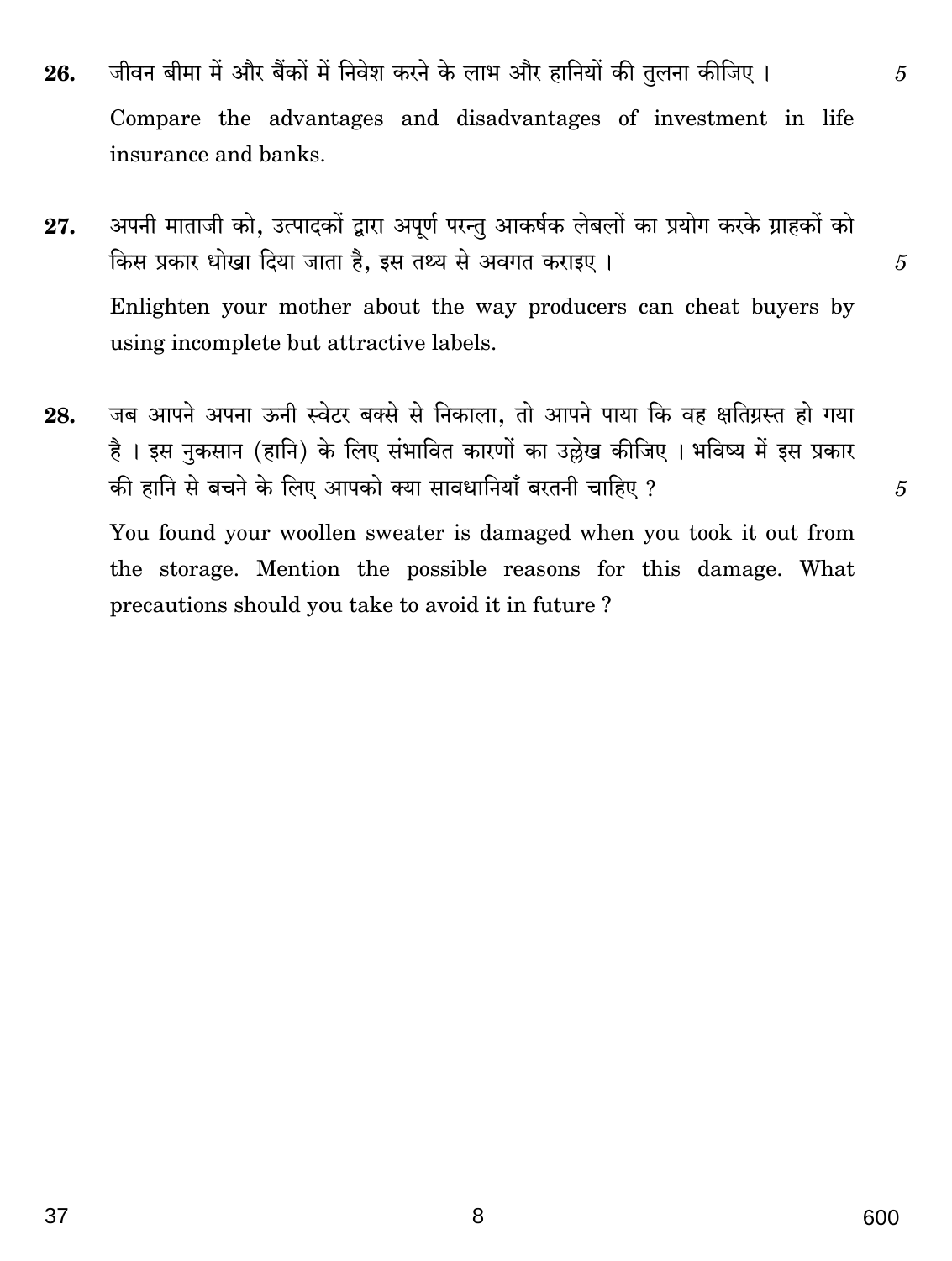**26.** जीवन बीमा में और बैंकों में निवेश करने के लाभ और हानियों की तुलना कीजिए । 5

Compare the advantages and disadvantages of investment in life insurance and banks.

**27.** अपनी माताजी को, उत्पादकों द्वारा अपूर्ण परन्तु आकर्षक लेबलों का प्रयोग करके ग्राहकों को किस प्रकार धोखा दिया जाता है, इस तथ्य से अवगत कराइए । 5

Enlighten your mother about the way producers can cheat buyers by using incomplete but attractive labels.

**28.** जब आपने अपना ऊनी स्वेटर बक्से से निकाला, तो आपने पाया कि वह क्षतिग्रस्त हो गया है । इस नुकसान (हानि) के लिए संभावित कारणों का उल्लेख कीजिए । भविष्य में इस प्रकार की हानि से बचने के लिए आपको क्या सावधानियाँ बरतनी चाहिए ? 5

You found your woollen sweater is damaged when you took it out from the storage. Mention the possible reasons for this damage. What precautions should you take to avoid it in future ?